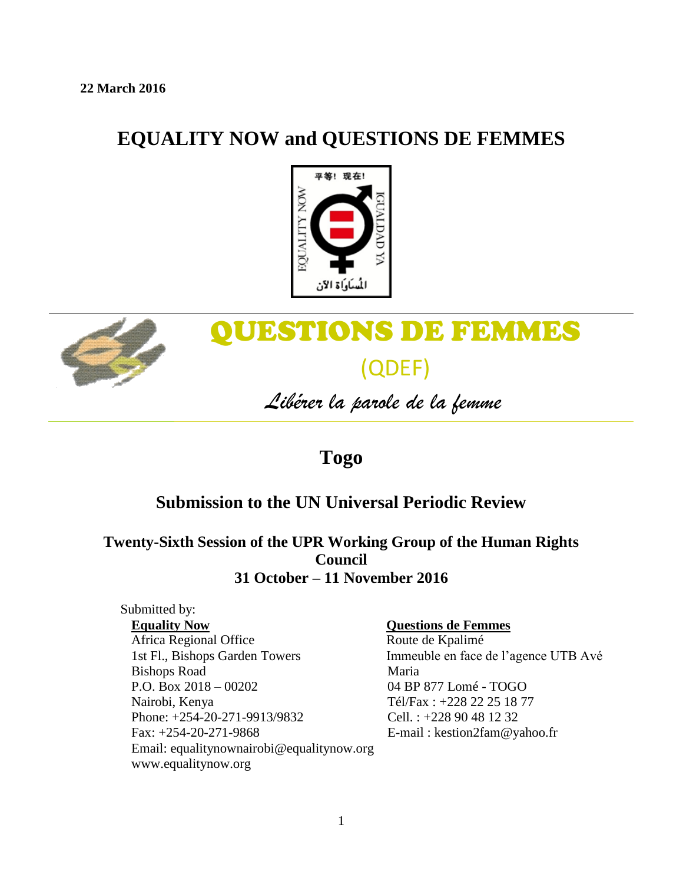**22 March 2016**

# EQUALITY NOW and QUESTIONS DE FEMMES

QUESTIONS DE FEMMES

(QDEF)

*Libérer la parole de la femme*

# Togo

## Submission to the UN Universal Periodic Review

### Twenty-Sixth Session of the UPR Working Group of the Human Rights Council
### 31 October – 11 November 2016

Submitted by:

**Equality Now**
Africa Regional Office
1st Fl., Bishops Garden Towers
Bishops Road
P.O. Box 2018 – 00202
Nairobi, Kenya
Phone: +254-20-271-9913/9832
Fax: +254-20-271-9868
Email: equalitynownairobi@equalitynow.org
www.equalitynow.org

**Questions de Femmes**
Route de Kpalimé
Immeuble en face de l'agence UTB Avé Maria
04 BP 877 Lomé - TOGO
Tél/Fax : +228 22 25 18 77
Cell. : +228 90 48 12 32
E-mail : kestion2fam@yahoo.fr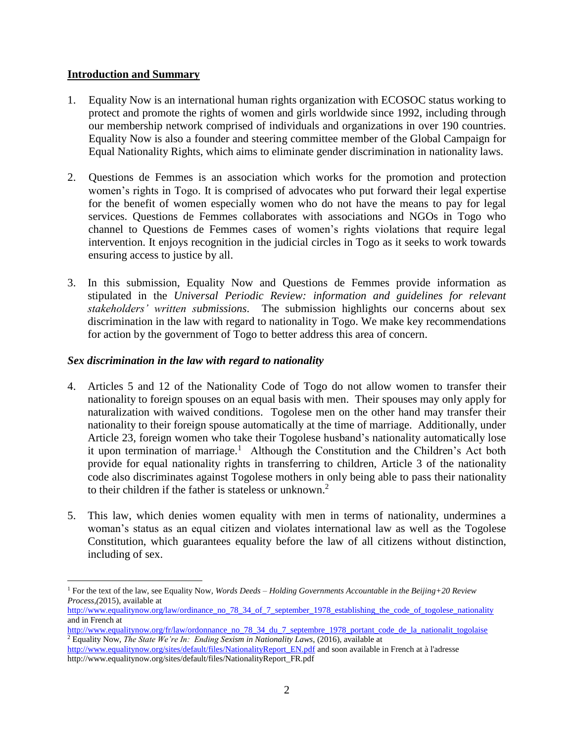## Introduction and Summary

1. Equality Now is an international human rights organization with ECOSOC status working to protect and promote the rights of women and girls worldwide since 1992, including through our membership network comprised of individuals and organizations in over 190 countries. Equality Now is also a founder and steering committee member of the Global Campaign for Equal Nationality Rights, which aims to eliminate gender discrimination in nationality laws.

2. Questions de Femmes is an association which works for the promotion and protection women's rights in Togo. It is comprised of advocates who put forward their legal expertise for the benefit of women especially women who do not have the means to pay for legal services. Questions de Femmes collaborates with associations and NGOs in Togo who channel to Questions de Femmes cases of women's rights violations that require legal intervention. It enjoys recognition in the judicial circles in Togo as it seeks to work towards ensuring access to justice by all.

3. In this submission, Equality Now and Questions de Femmes provide information as stipulated in the *Universal Periodic Review: information and guidelines for relevant stakeholders' written submissions*. The submission highlights our concerns about sex discrimination in the law with regard to nationality in Togo. We make key recommendations for action by the government of Togo to better address this area of concern.

### *Sex discrimination in the law with regard to nationality*

4. Articles 5 and 12 of the Nationality Code of Togo do not allow women to transfer their nationality to foreign spouses on an equal basis with men. Their spouses may only apply for naturalization with waived conditions. Togolese men on the other hand may transfer their nationality to their foreign spouse automatically at the time of marriage. Additionally, under Article 23, foreign women who take their Togolese husband's nationality automatically lose it upon termination of marriage.[1] Although the Constitution and the Children's Act both provide for equal nationality rights in transferring to children, Article 3 of the nationality code also discriminates against Togolese mothers in only being able to pass their nationality to their children if the father is stateless or unknown.[2]

5. This law, which denies women equality with men in terms of nationality, undermines a woman's status as an equal citizen and violates international law as well as the Togolese Constitution, which guarantees equality before the law of all citizens without distinction, including of sex.

---

[1] For the text of the law, see Equality Now, *Words Deeds – Holding Governments Accountable in the Beijing+20 Review Process*,(2015), available at http://www.equalitynow.org/law/ordinance_no_78_34_of_7_september_1978_establishing_the_code_of_togolese_nationality and in French at http://www.equalitynow.org/fr/law/ordonnance_no_78_34_du_7_septembre_1978_portant_code_de_la_nationalit_togolaise

[2] Equality Now, *The State We're In: Ending Sexism in Nationality Laws*, (2016), available at http://www.equalitynow.org/sites/default/files/NationalityReport_EN.pdf and soon available in French at à l'adresse http://www.equalitynow.org/sites/default/files/NationalityReport_FR.pdf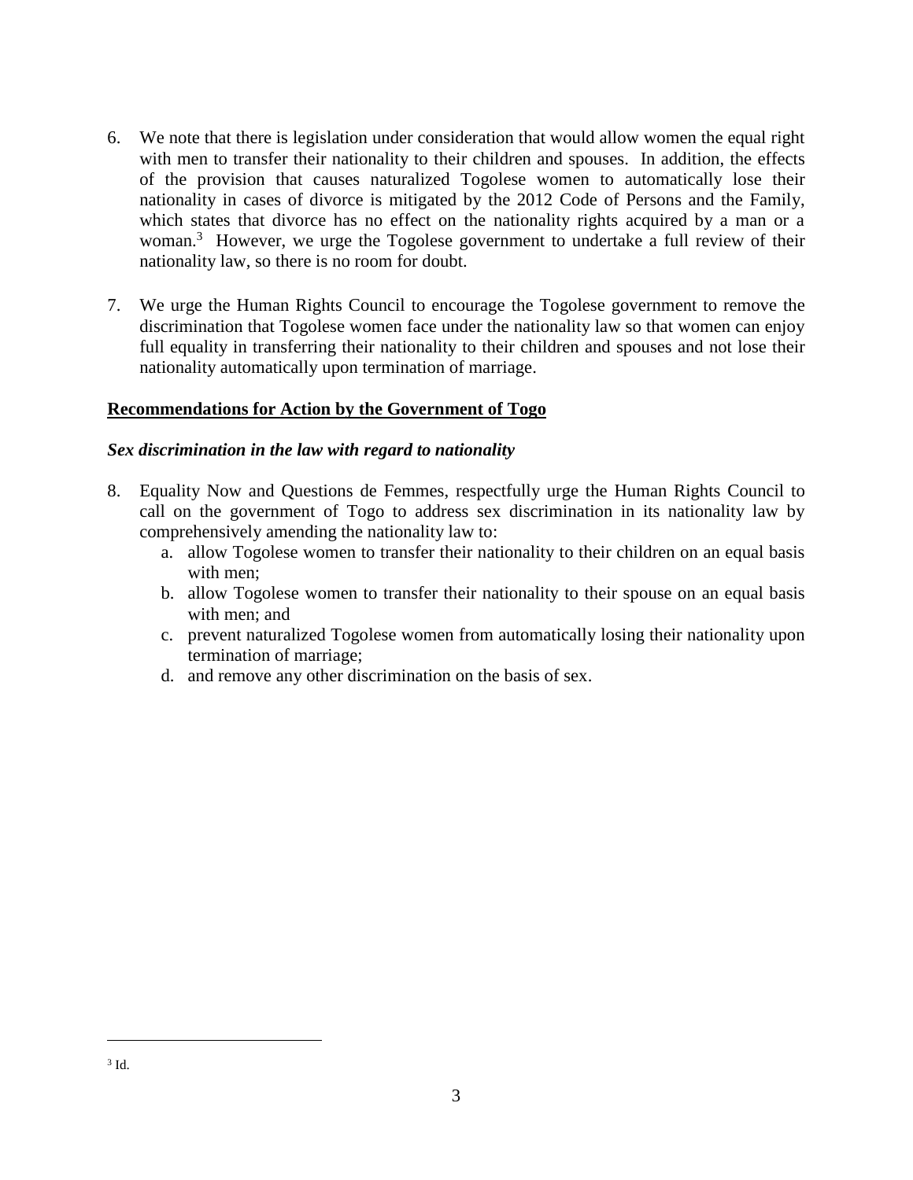6. We note that there is legislation under consideration that would allow women the equal right with men to transfer their nationality to their children and spouses. In addition, the effects of the provision that causes naturalized Togolese women to automatically lose their nationality in cases of divorce is mitigated by the 2012 Code of Persons and the Family, which states that divorce has no effect on the nationality rights acquired by a man or a woman.[3] However, we urge the Togolese government to undertake a full review of their nationality law, so there is no room for doubt.

7. We urge the Human Rights Council to encourage the Togolese government to remove the discrimination that Togolese women face under the nationality law so that women can enjoy full equality in transferring their nationality to their children and spouses and not lose their nationality automatically upon termination of marriage.

## <u>Recommendations for Action by the Government of Togo</u>

### ***Sex discrimination in the law with regard to nationality***

8. Equality Now and Questions de Femmes, respectfully urge the Human Rights Council to call on the government of Togo to address sex discrimination in its nationality law by comprehensively amending the nationality law to:
   a. allow Togolese women to transfer their nationality to their children on an equal basis with men;
   b. allow Togolese women to transfer their nationality to their spouse on an equal basis with men; and
   c. prevent naturalized Togolese women from automatically losing their nationality upon termination of marriage;
   d. and remove any other discrimination on the basis of sex.

---

[3] Id.